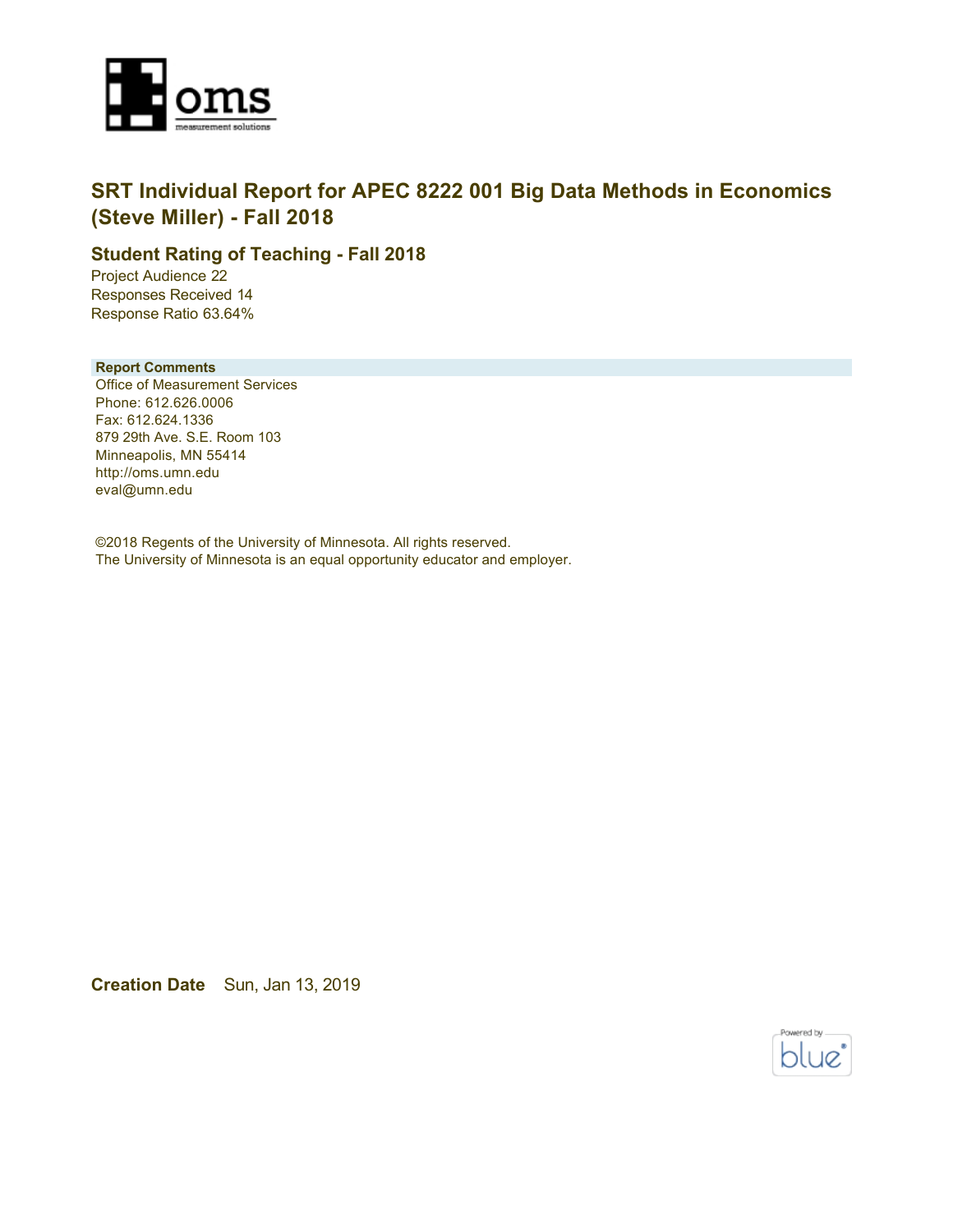# SRT Individual Report for APEC 8222 001 Big Data Methods in Economics (Steve Miller) - Fall 2018

## Student Rating of Teaching - Fall 2018

Project Audience 22
Responses Received 14
Response Ratio 63.64%

**Report Comments**

Office of Measurement Services
Phone: 612.626.0006
Fax: 612.624.1336
879 29th Ave. S.E. Room 103
Minneapolis, MN 55414
http://oms.umn.edu
eval@umn.edu

©2018 Regents of the University of Minnesota. All rights reserved.
The University of Minnesota is an equal opportunity educator and employer.

**Creation Date** Sun, Jan 13, 2019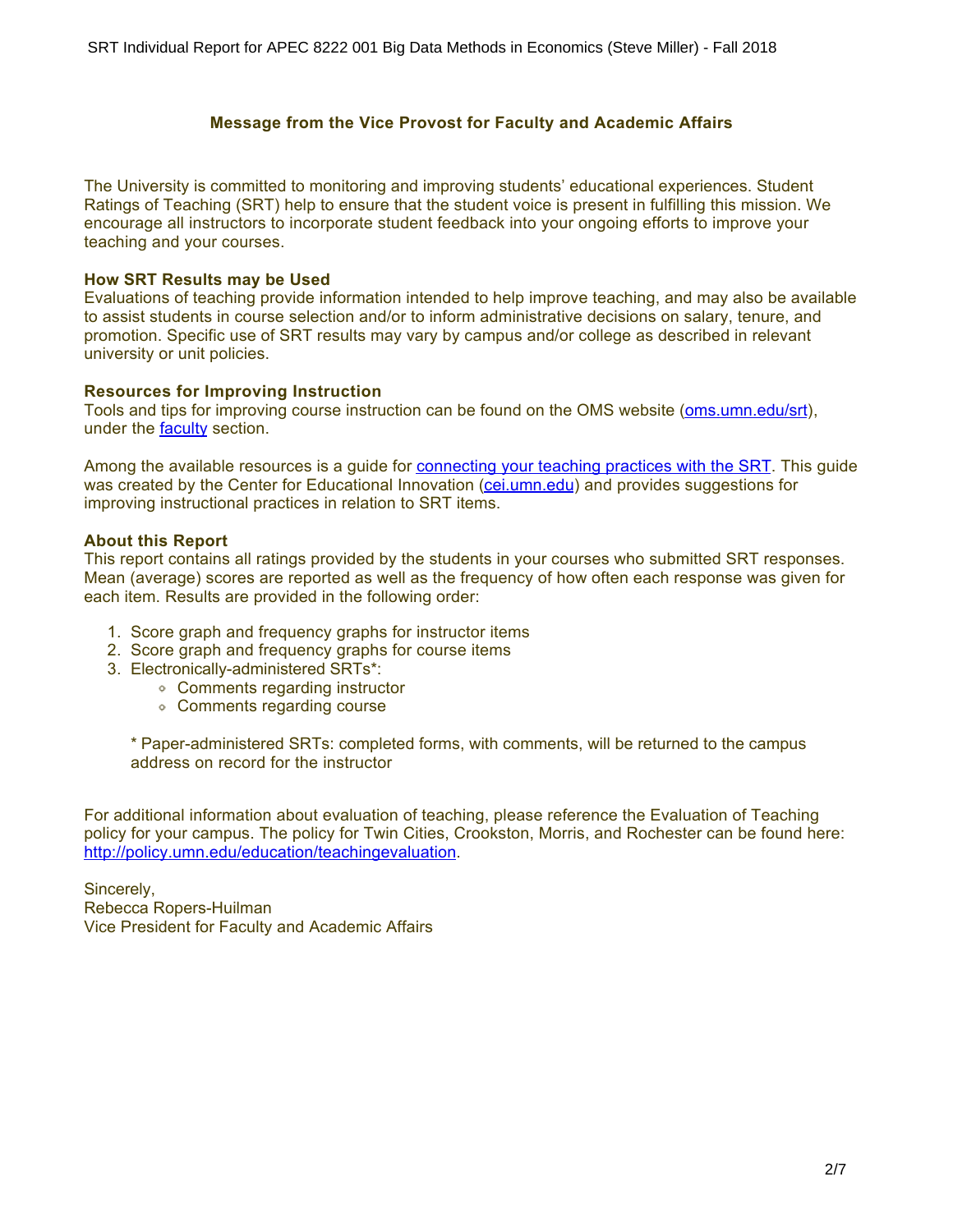## Message from the Vice Provost for Faculty and Academic Affairs

The University is committed to monitoring and improving students' educational experiences. Student Ratings of Teaching (SRT) help to ensure that the student voice is present in fulfilling this mission. We encourage all instructors to incorporate student feedback into your ongoing efforts to improve your teaching and your courses.

**How SRT Results may be Used**
Evaluations of teaching provide information intended to help improve teaching, and may also be available to assist students in course selection and/or to inform administrative decisions on salary, tenure, and promotion. Specific use of SRT results may vary by campus and/or college as described in relevant university or unit policies.

**Resources for Improving Instruction**
Tools and tips for improving course instruction can be found on the OMS website (oms.umn.edu/srt), under the faculty section.

Among the available resources is a guide for connecting your teaching practices with the SRT. This guide was created by the Center for Educational Innovation (cei.umn.edu) and provides suggestions for improving instructional practices in relation to SRT items.

**About this Report**
This report contains all ratings provided by the students in your courses who submitted SRT responses. Mean (average) scores are reported as well as the frequency of how often each response was given for each item. Results are provided in the following order:

1. Score graph and frequency graphs for instructor items
2. Score graph and frequency graphs for course items
3. Electronically-administered SRTs*:
   - Comments regarding instructor
   - Comments regarding course

   * Paper-administered SRTs: completed forms, with comments, will be returned to the campus address on record for the instructor

For additional information about evaluation of teaching, please reference the Evaluation of Teaching policy for your campus. The policy for Twin Cities, Crookston, Morris, and Rochester can be found here: http://policy.umn.edu/education/teachingevaluation.

Sincerely,
Rebecca Ropers-Huilman
Vice President for Faculty and Academic Affairs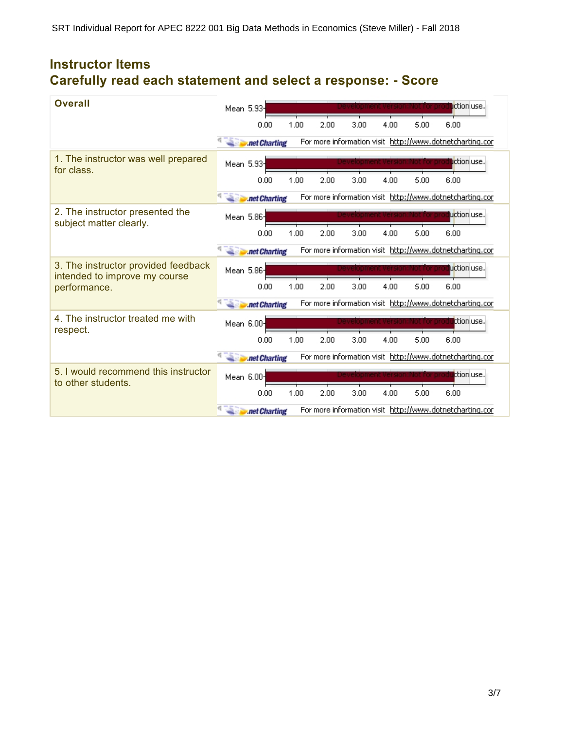## Instructor Items

## Carefully read each statement and select a response: - Score

| Item | Mean |
| --- | --- |
| **Overall** | 5.93 |
| 1. The instructor was well prepared for class. | 5.93 |
| 2. The instructor presented the subject matter clearly. | 5.86 |
| 3. The instructor provided feedback intended to improve my course performance. | 5.86 |
| 4. The instructor treated me with respect. | 6.00 |
| 5. I would recommend this instructor to other students. | 6.00 |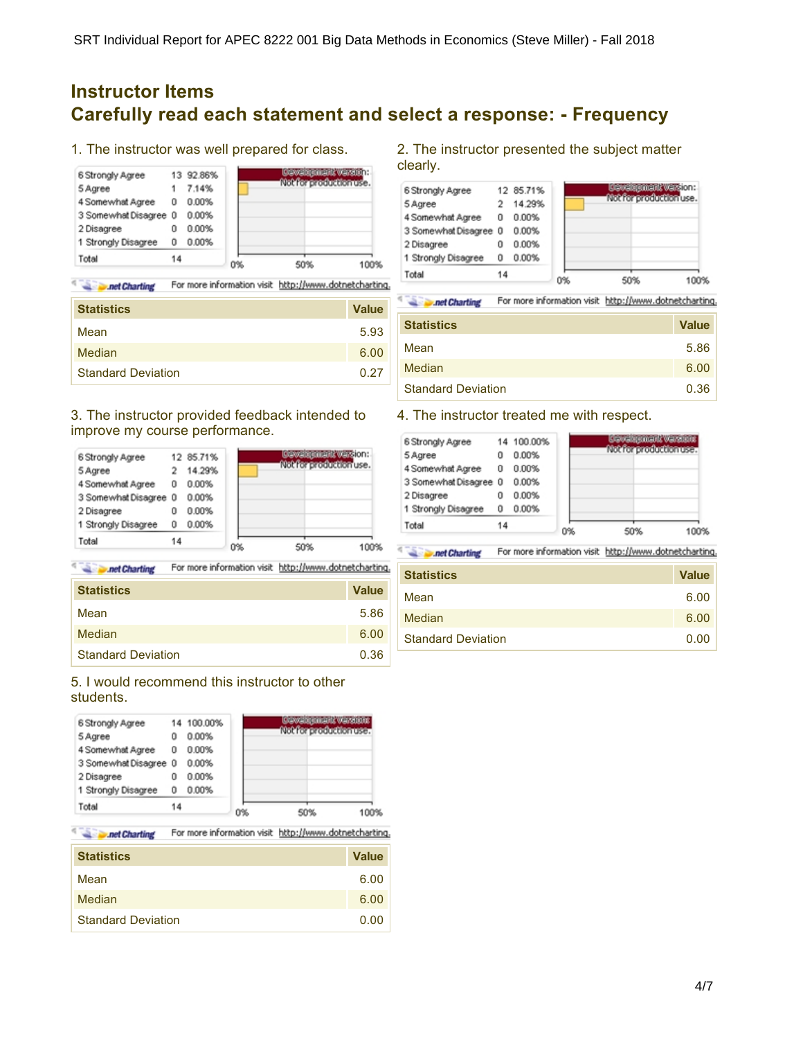## Instructor Items

## Carefully read each statement and select a response: - Frequency

### 1. The instructor was well prepared for class.

| Response | Count | Percent |
|---|---|---|
| 6 Strongly Agree | 13 | 92.86% |
| 5 Agree | 1 | 7.14% |
| 4 Somewhat Agree | 0 | 0.00% |
| 3 Somewhat Disagree | 0 | 0.00% |
| 2 Disagree | 0 | 0.00% |
| 1 Strongly Disagree | 0 | 0.00% |
| Total | 14 | |

| Statistics | Value |
|---|---|
| Mean | 5.93 |
| Median | 6.00 |
| Standard Deviation | 0.27 |

### 2. The instructor presented the subject matter clearly.

| Response | Count | Percent |
|---|---|---|
| 6 Strongly Agree | 12 | 85.71% |
| 5 Agree | 2 | 14.29% |
| 4 Somewhat Agree | 0 | 0.00% |
| 3 Somewhat Disagree | 0 | 0.00% |
| 2 Disagree | 0 | 0.00% |
| 1 Strongly Disagree | 0 | 0.00% |
| Total | 14 | |

| Statistics | Value |
|---|---|
| Mean | 5.86 |
| Median | 6.00 |
| Standard Deviation | 0.36 |

### 3. The instructor provided feedback intended to improve my course performance.

| Response | Count | Percent |
|---|---|---|
| 6 Strongly Agree | 12 | 85.71% |
| 5 Agree | 2 | 14.29% |
| 4 Somewhat Agree | 0 | 0.00% |
| 3 Somewhat Disagree | 0 | 0.00% |
| 2 Disagree | 0 | 0.00% |
| 1 Strongly Disagree | 0 | 0.00% |
| Total | 14 | |

| Statistics | Value |
|---|---|
| Mean | 5.86 |
| Median | 6.00 |
| Standard Deviation | 0.36 |

### 4. The instructor treated me with respect.

| Response | Count | Percent |
|---|---|---|
| 6 Strongly Agree | 14 | 100.00% |
| 5 Agree | 0 | 0.00% |
| 4 Somewhat Agree | 0 | 0.00% |
| 3 Somewhat Disagree | 0 | 0.00% |
| 2 Disagree | 0 | 0.00% |
| 1 Strongly Disagree | 0 | 0.00% |
| Total | 14 | |

| Statistics | Value |
|---|---|
| Mean | 6.00 |
| Median | 6.00 |
| Standard Deviation | 0.00 |

### 5. I would recommend this instructor to other students.

| Response | Count | Percent |
|---|---|---|
| 6 Strongly Agree | 14 | 100.00% |
| 5 Agree | 0 | 0.00% |
| 4 Somewhat Agree | 0 | 0.00% |
| 3 Somewhat Disagree | 0 | 0.00% |
| 2 Disagree | 0 | 0.00% |
| 1 Strongly Disagree | 0 | 0.00% |
| Total | 14 | |

| Statistics | Value |
|---|---|
| Mean | 6.00 |
| Median | 6.00 |
| Standard Deviation | 0.00 |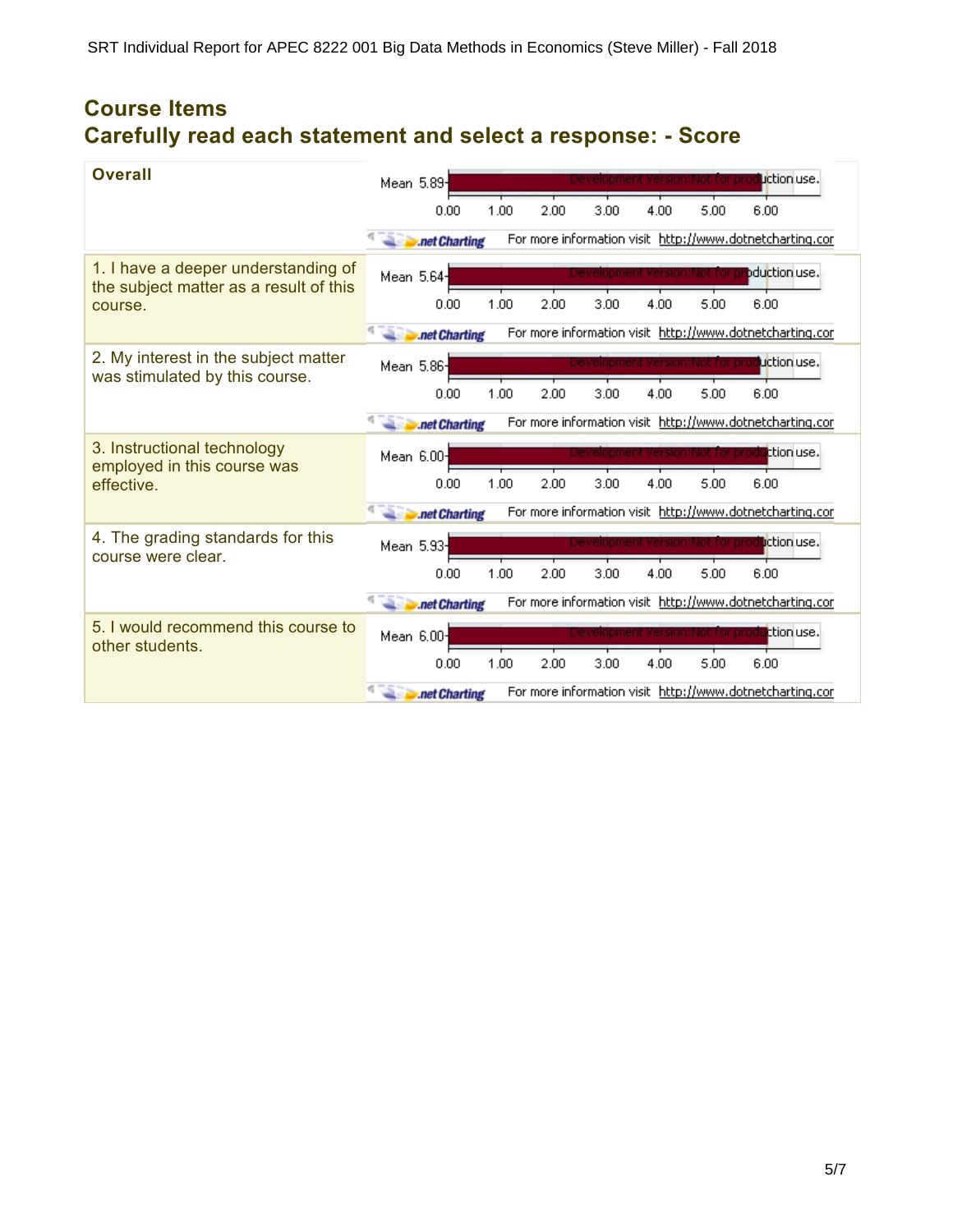## Course Items
## Carefully read each statement and select a response: - Score

| Item | Mean |
| --- | --- |
| **Overall** | 5.89 |
| 1. I have a deeper understanding of the subject matter as a result of this course. | 5.64 |
| 2. My interest in the subject matter was stimulated by this course. | 5.86 |
| 3. Instructional technology employed in this course was effective. | 6.00 |
| 4. The grading standards for this course were clear. | 5.93 |
| 5. I would recommend this course to other students. | 6.00 |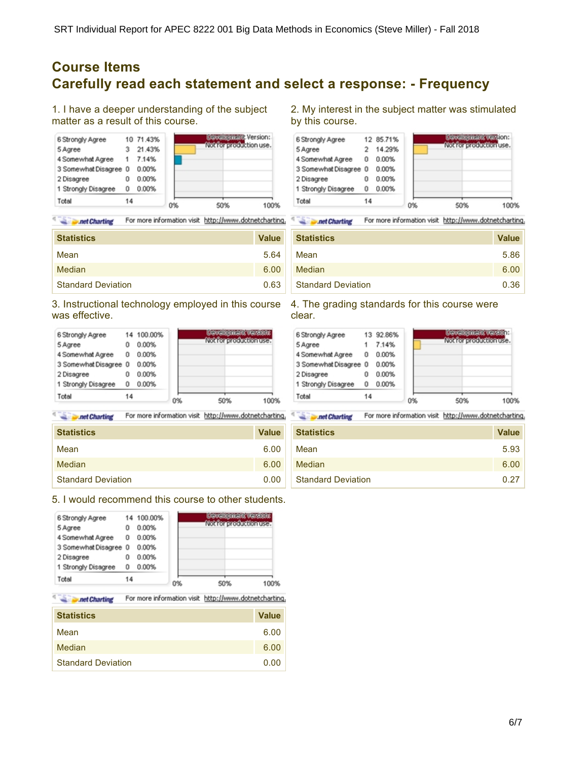## Course Items
## Carefully read each statement and select a response: - Frequency

### 1. I have a deeper understanding of the subject matter as a result of this course.

| Response | Count | Percent |
|---|---|---|
| 6 Strongly Agree | 10 | 71.43% |
| 5 Agree | 3 | 21.43% |
| 4 Somewhat Agree | 1 | 7.14% |
| 3 Somewhat Disagree | 0 | 0.00% |
| 2 Disagree | 0 | 0.00% |
| 1 Strongly Disagree | 0 | 0.00% |
| Total | 14 | |

For more information visit http://www.dotnetcharting.

| Statistics | Value |
|---|---|
| Mean | 5.64 |
| Median | 6.00 |
| Standard Deviation | 0.63 |

### 2. My interest in the subject matter was stimulated by this course.

| Response | Count | Percent |
|---|---|---|
| 6 Strongly Agree | 12 | 85.71% |
| 5 Agree | 2 | 14.29% |
| 4 Somewhat Agree | 0 | 0.00% |
| 3 Somewhat Disagree | 0 | 0.00% |
| 2 Disagree | 0 | 0.00% |
| 1 Strongly Disagree | 0 | 0.00% |
| Total | 14 | |

For more information visit http://www.dotnetcharting.

| Statistics | Value |
|---|---|
| Mean | 5.86 |
| Median | 6.00 |
| Standard Deviation | 0.36 |

### 3. Instructional technology employed in this course was effective.

| Response | Count | Percent |
|---|---|---|
| 6 Strongly Agree | 14 | 100.00% |
| 5 Agree | 0 | 0.00% |
| 4 Somewhat Agree | 0 | 0.00% |
| 3 Somewhat Disagree | 0 | 0.00% |
| 2 Disagree | 0 | 0.00% |
| 1 Strongly Disagree | 0 | 0.00% |
| Total | 14 | |

For more information visit http://www.dotnetcharting.

| Statistics | Value |
|---|---|
| Mean | 6.00 |
| Median | 6.00 |
| Standard Deviation | 0.00 |

### 4. The grading standards for this course were clear.

| Response | Count | Percent |
|---|---|---|
| 6 Strongly Agree | 13 | 92.86% |
| 5 Agree | 1 | 7.14% |
| 4 Somewhat Agree | 0 | 0.00% |
| 3 Somewhat Disagree | 0 | 0.00% |
| 2 Disagree | 0 | 0.00% |
| 1 Strongly Disagree | 0 | 0.00% |
| Total | 14 | |

For more information visit http://www.dotnetcharting.

| Statistics | Value |
|---|---|
| Mean | 5.93 |
| Median | 6.00 |
| Standard Deviation | 0.27 |

### 5. I would recommend this course to other students.

| Response | Count | Percent |
|---|---|---|
| 6 Strongly Agree | 14 | 100.00% |
| 5 Agree | 0 | 0.00% |
| 4 Somewhat Agree | 0 | 0.00% |
| 3 Somewhat Disagree | 0 | 0.00% |
| 2 Disagree | 0 | 0.00% |
| 1 Strongly Disagree | 0 | 0.00% |
| Total | 14 | |

For more information visit http://www.dotnetcharting.

| Statistics | Value |
|---|---|
| Mean | 6.00 |
| Median | 6.00 |
| Standard Deviation | 0.00 |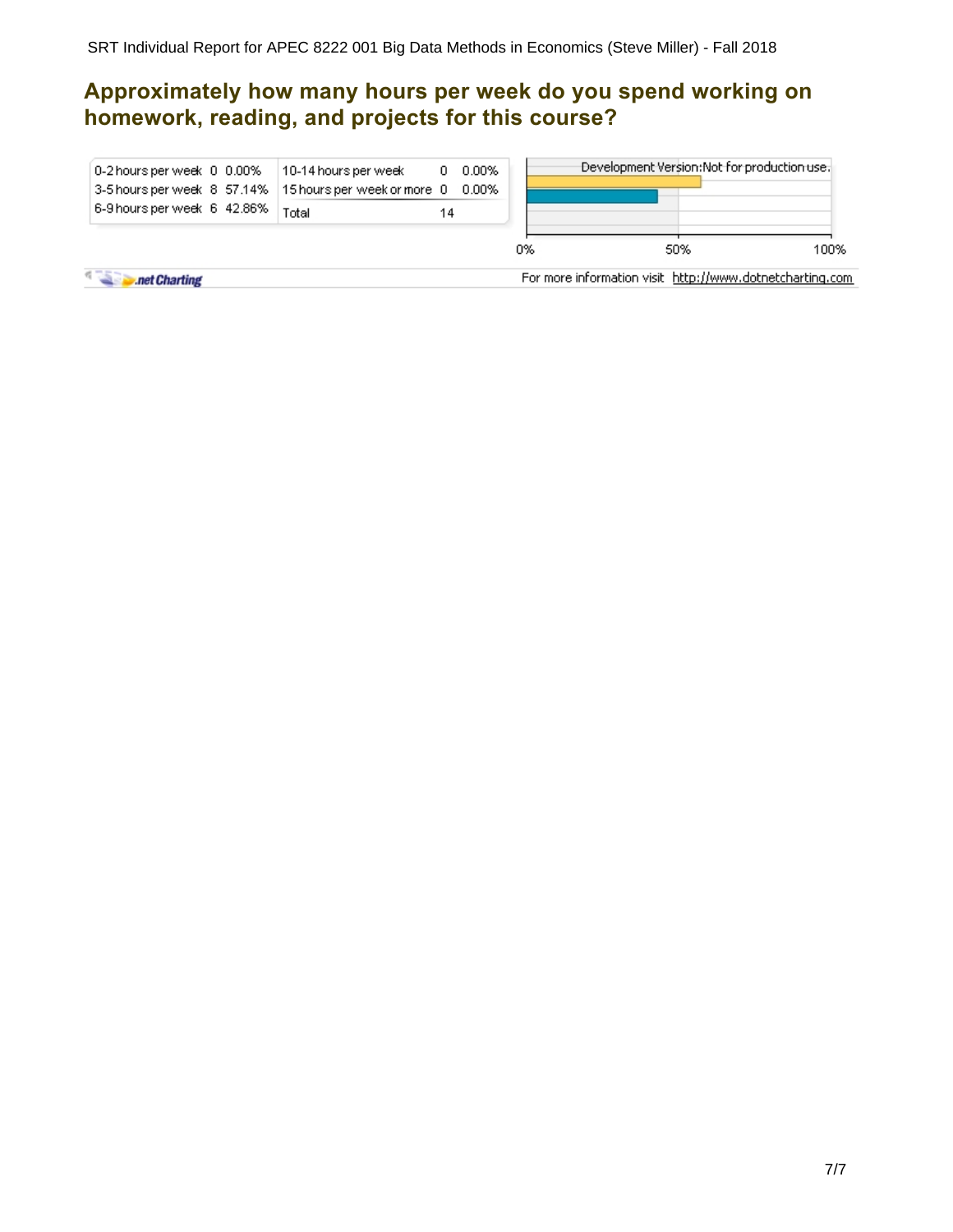## Approximately how many hours per week do you spend working on homework, reading, and projects for this course?

| | | | | | |
|---|---|---|---|---|---|
| 0-2 hours per week | 0 | 0.00% | 10-14 hours per week | 0 | 0.00% |
| 3-5 hours per week | 8 | 57.14% | 15 hours per week or more | 0 | 0.00% |
| 6-9 hours per week | 6 | 42.86% | Total | 14 | |

Development Version: Not for production use.

0%

50%

100%

.net Charting

For more information visit http://www.dotnetcharting.com